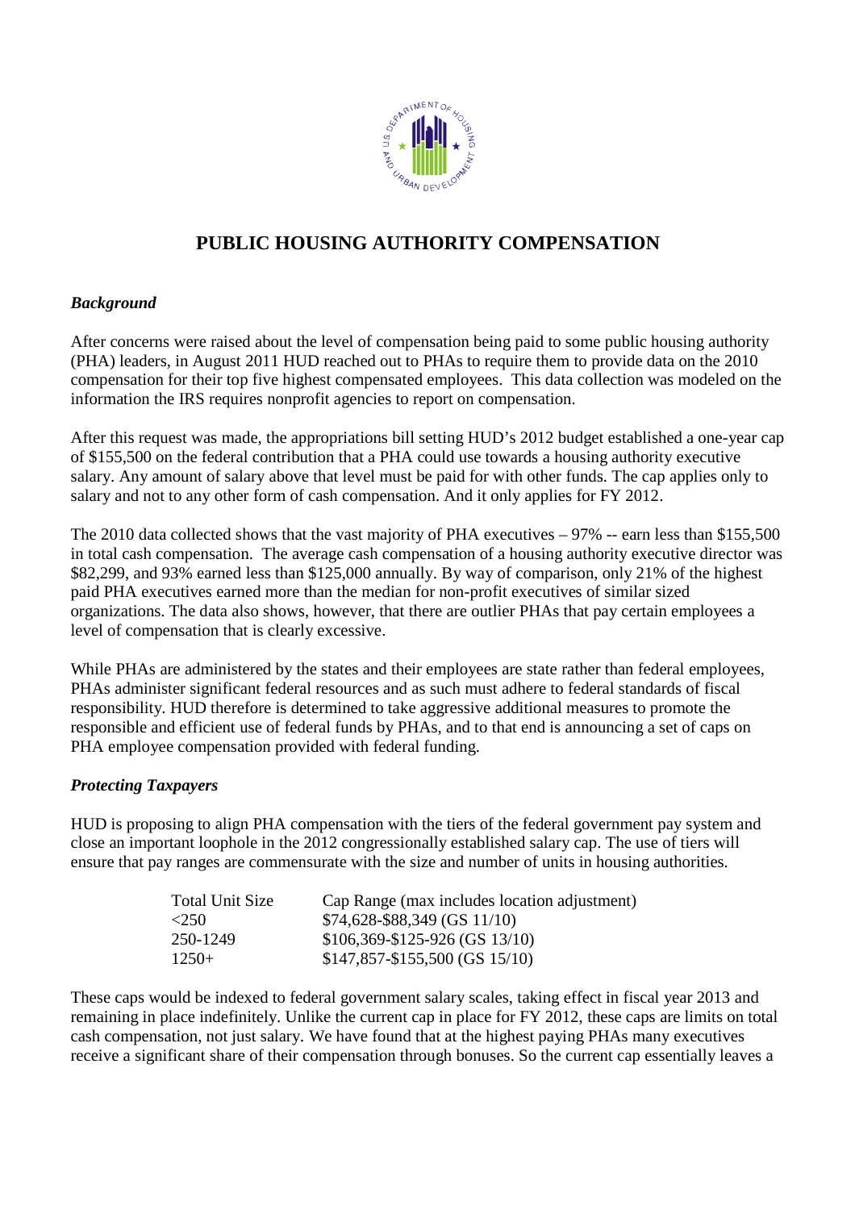# PUBLIC HOUSING AUTHORITY COMPENSATION

***Background***

After concerns were raised about the level of compensation being paid to some public housing authority (PHA) leaders, in August 2011 HUD reached out to PHAs to require them to provide data on the 2010 compensation for their top five highest compensated employees. This data collection was modeled on the information the IRS requires nonprofit agencies to report on compensation.

After this request was made, the appropriations bill setting HUD's 2012 budget established a one-year cap of $155,500 on the federal contribution that a PHA could use towards a housing authority executive salary. Any amount of salary above that level must be paid for with other funds. The cap applies only to salary and not to any other form of cash compensation. And it only applies for FY 2012.

The 2010 data collected shows that the vast majority of PHA executives – 97% -- earn less than $155,500 in total cash compensation. The average cash compensation of a housing authority executive director was $82,299, and 93% earned less than $125,000 annually. By way of comparison, only 21% of the highest paid PHA executives earned more than the median for non-profit executives of similar sized organizations. The data also shows, however, that there are outlier PHAs that pay certain employees a level of compensation that is clearly excessive.

While PHAs are administered by the states and their employees are state rather than federal employees, PHAs administer significant federal resources and as such must adhere to federal standards of fiscal responsibility. HUD therefore is determined to take aggressive additional measures to promote the responsible and efficient use of federal funds by PHAs, and to that end is announcing a set of caps on PHA employee compensation provided with federal funding.

***Protecting Taxpayers***

HUD is proposing to align PHA compensation with the tiers of the federal government pay system and close an important loophole in the 2012 congressionally established salary cap. The use of tiers will ensure that pay ranges are commensurate with the size and number of units in housing authorities.

| Total Unit Size | Cap Range (max includes location adjustment) |
|---|---|
| <250 | $74,628-$88,349 (GS 11/10) |
| 250-1249 | $106,369-$125-926 (GS 13/10) |
| 1250+ | $147,857-$155,500 (GS 15/10) |

These caps would be indexed to federal government salary scales, taking effect in fiscal year 2013 and remaining in place indefinitely. Unlike the current cap in place for FY 2012, these caps are limits on total cash compensation, not just salary. We have found that at the highest paying PHAs many executives receive a significant share of their compensation through bonuses. So the current cap essentially leaves a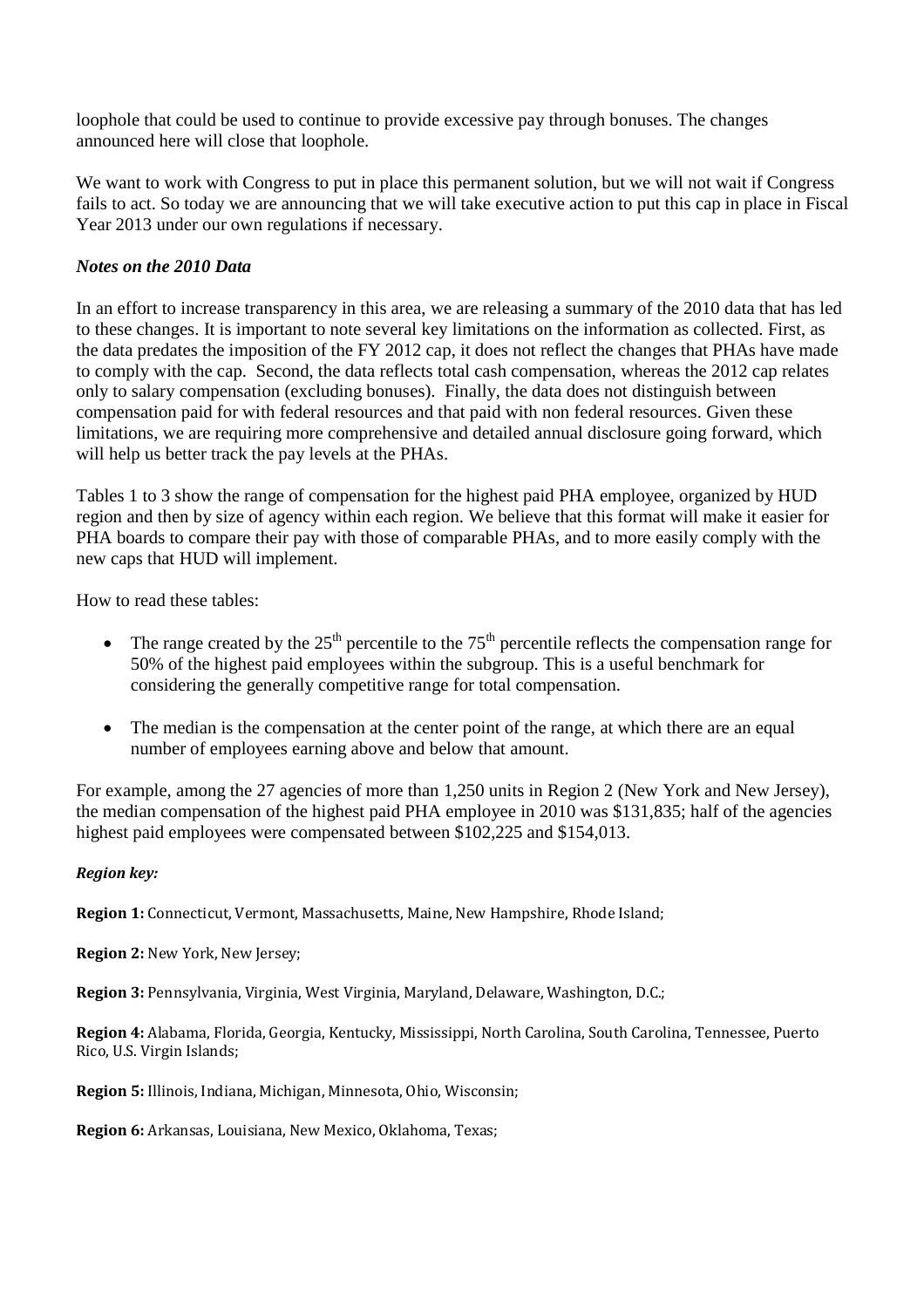loophole that could be used to continue to provide excessive pay through bonuses. The changes announced here will close that loophole.

We want to work with Congress to put in place this permanent solution, but we will not wait if Congress fails to act. So today we are announcing that we will take executive action to put this cap in place in Fiscal Year 2013 under our own regulations if necessary.

### *Notes on the 2010 Data*

In an effort to increase transparency in this area, we are releasing a summary of the 2010 data that has led to these changes. It is important to note several key limitations on the information as collected. First, as the data predates the imposition of the FY 2012 cap, it does not reflect the changes that PHAs have made to comply with the cap. Second, the data reflects total cash compensation, whereas the 2012 cap relates only to salary compensation (excluding bonuses). Finally, the data does not distinguish between compensation paid for with federal resources and that paid with non federal resources. Given these limitations, we are requiring more comprehensive and detailed annual disclosure going forward, which will help us better track the pay levels at the PHAs.

Tables 1 to 3 show the range of compensation for the highest paid PHA employee, organized by HUD region and then by size of agency within each region. We believe that this format will make it easier for PHA boards to compare their pay with those of comparable PHAs, and to more easily comply with the new caps that HUD will implement.

How to read these tables:

- The range created by the 25th percentile to the 75th percentile reflects the compensation range for 50% of the highest paid employees within the subgroup. This is a useful benchmark for considering the generally competitive range for total compensation.

- The median is the compensation at the center point of the range, at which there are an equal number of employees earning above and below that amount.

For example, among the 27 agencies of more than 1,250 units in Region 2 (New York and New Jersey), the median compensation of the highest paid PHA employee in 2010 was $131,835; half of the agencies highest paid employees were compensated between $102,225 and $154,013.

***Region key:***

**Region 1:** Connecticut, Vermont, Massachusetts, Maine, New Hampshire, Rhode Island;

**Region 2:** New York, New Jersey;

**Region 3:** Pennsylvania, Virginia, West Virginia, Maryland, Delaware, Washington, D.C.;

**Region 4:** Alabama, Florida, Georgia, Kentucky, Mississippi, North Carolina, South Carolina, Tennessee, Puerto Rico, U.S. Virgin Islands;

**Region 5:** Illinois, Indiana, Michigan, Minnesota, Ohio, Wisconsin;

**Region 6:** Arkansas, Louisiana, New Mexico, Oklahoma, Texas;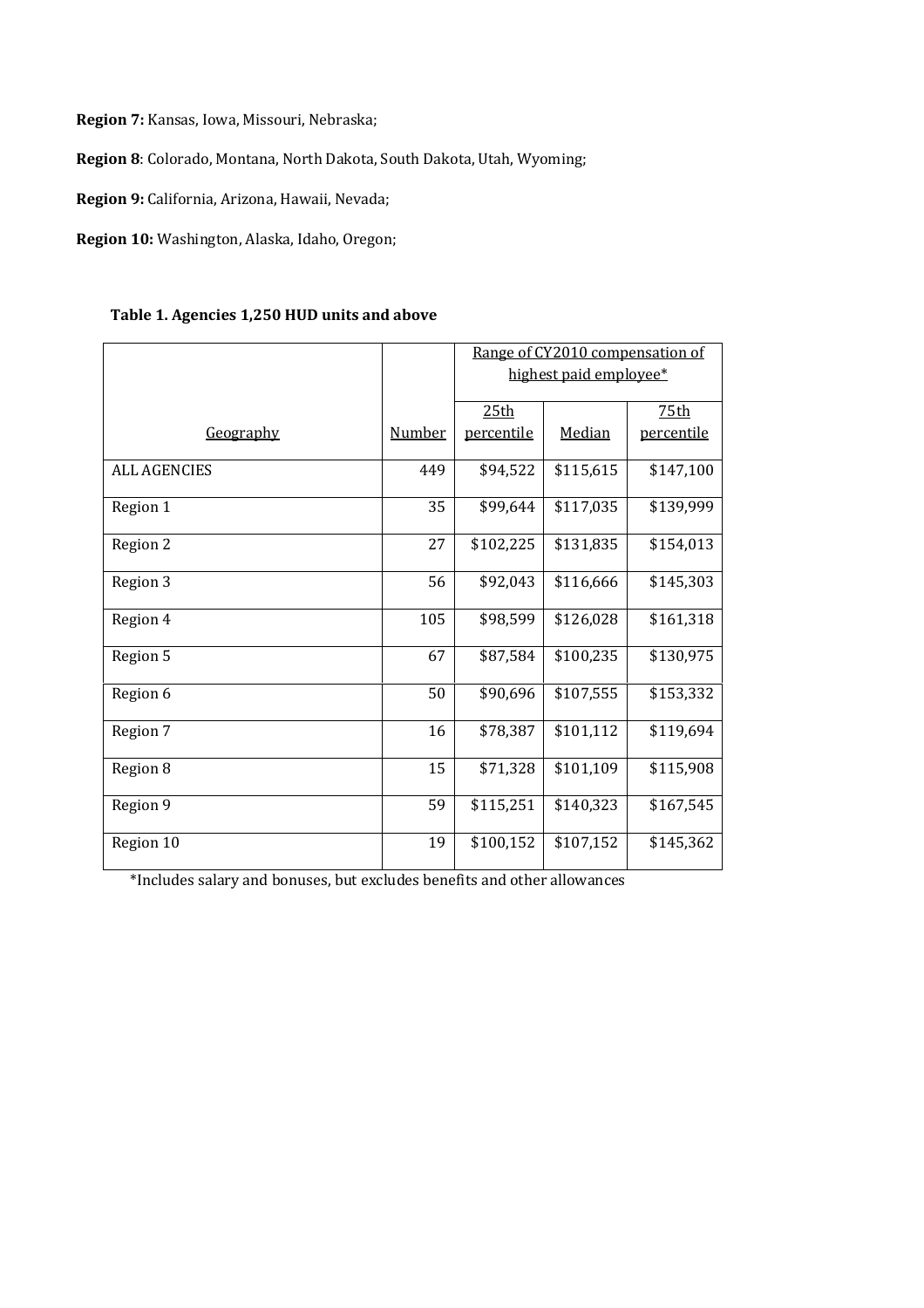**Region 7:** Kansas, Iowa, Missouri, Nebraska;

**Region 8**: Colorado, Montana, North Dakota, South Dakota, Utah, Wyoming;

**Region 9:** California, Arizona, Hawaii, Nevada;

**Region 10:** Washington, Alaska, Idaho, Oregon;

**Table 1. Agencies 1,250 HUD units and above**

| | | Range of CY2010 compensation of highest paid employee* | | |
|---|---|---|---|---|
| Geography | Number | 25th percentile | Median | 75th percentile |
| ALL AGENCIES | 449 | $94,522 | $115,615 | $147,100 |
| Region 1 | 35 | $99,644 | $117,035 | $139,999 |
| Region 2 | 27 | $102,225 | $131,835 | $154,013 |
| Region 3 | 56 | $92,043 | $116,666 | $145,303 |
| Region 4 | 105 | $98,599 | $126,028 | $161,318 |
| Region 5 | 67 | $87,584 | $100,235 | $130,975 |
| Region 6 | 50 | $90,696 | $107,555 | $153,332 |
| Region 7 | 16 | $78,387 | $101,112 | $119,694 |
| Region 8 | 15 | $71,328 | $101,109 | $115,908 |
| Region 9 | 59 | $115,251 | $140,323 | $167,545 |
| Region 10 | 19 | $100,152 | $107,152 | $145,362 |

*Includes salary and bonuses, but excludes benefits and other allowances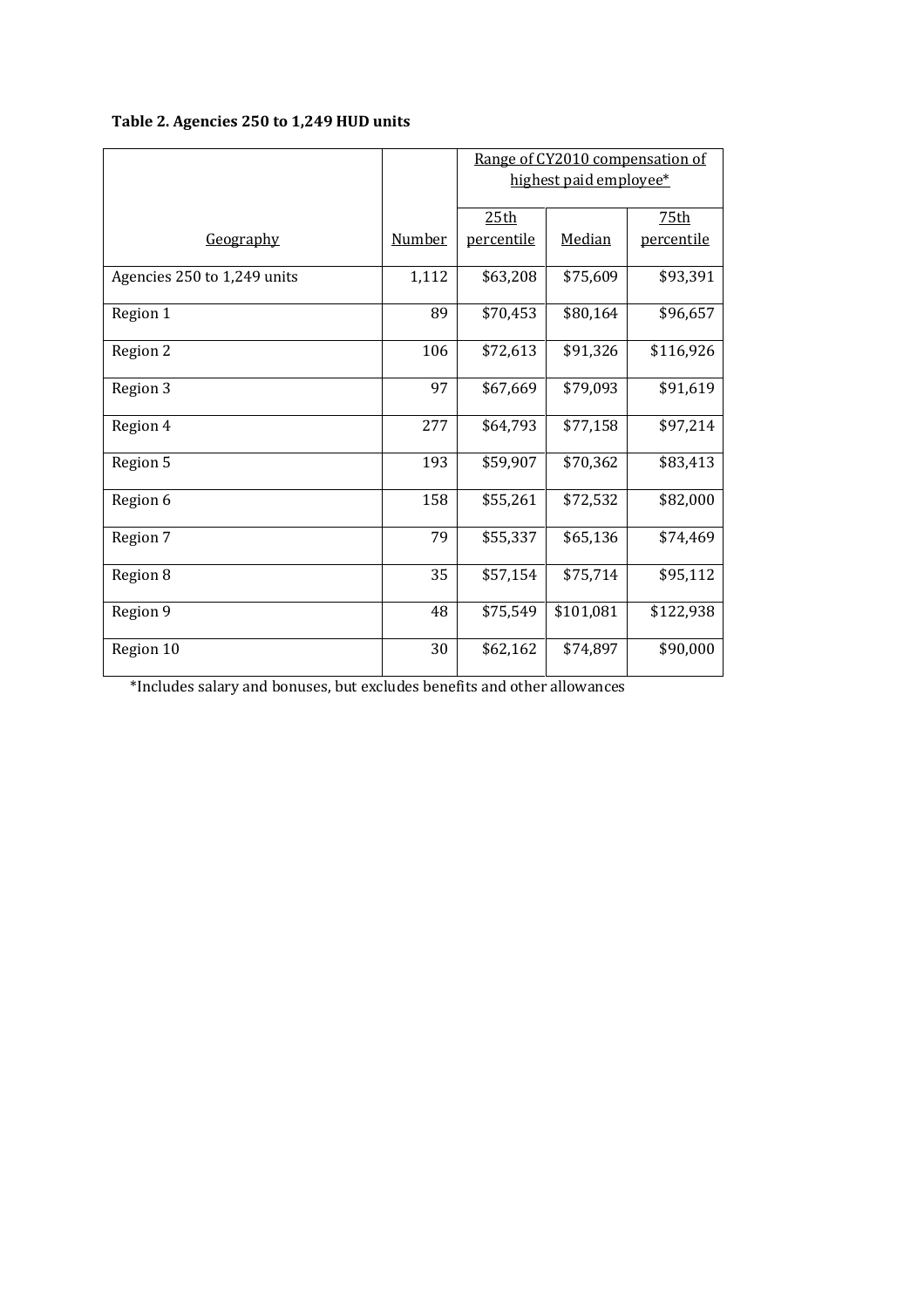**Table 2. Agencies 250 to 1,249 HUD units**

| | | Range of CY2010 compensation of highest paid employee* | | |
|---|---|---|---|---|
| Geography | Number | 25th percentile | Median | 75th percentile |
| Agencies 250 to 1,249 units | 1,112 | $63,208 | $75,609 | $93,391 |
| Region 1 | 89 | $70,453 | $80,164 | $96,657 |
| Region 2 | 106 | $72,613 | $91,326 | $116,926 |
| Region 3 | 97 | $67,669 | $79,093 | $91,619 |
| Region 4 | 277 | $64,793 | $77,158 | $97,214 |
| Region 5 | 193 | $59,907 | $70,362 | $83,413 |
| Region 6 | 158 | $55,261 | $72,532 | $82,000 |
| Region 7 | 79 | $55,337 | $65,136 | $74,469 |
| Region 8 | 35 | $57,154 | $75,714 | $95,112 |
| Region 9 | 48 | $75,549 | $101,081 | $122,938 |
| Region 10 | 30 | $62,162 | $74,897 | $90,000 |

*Includes salary and bonuses, but excludes benefits and other allowances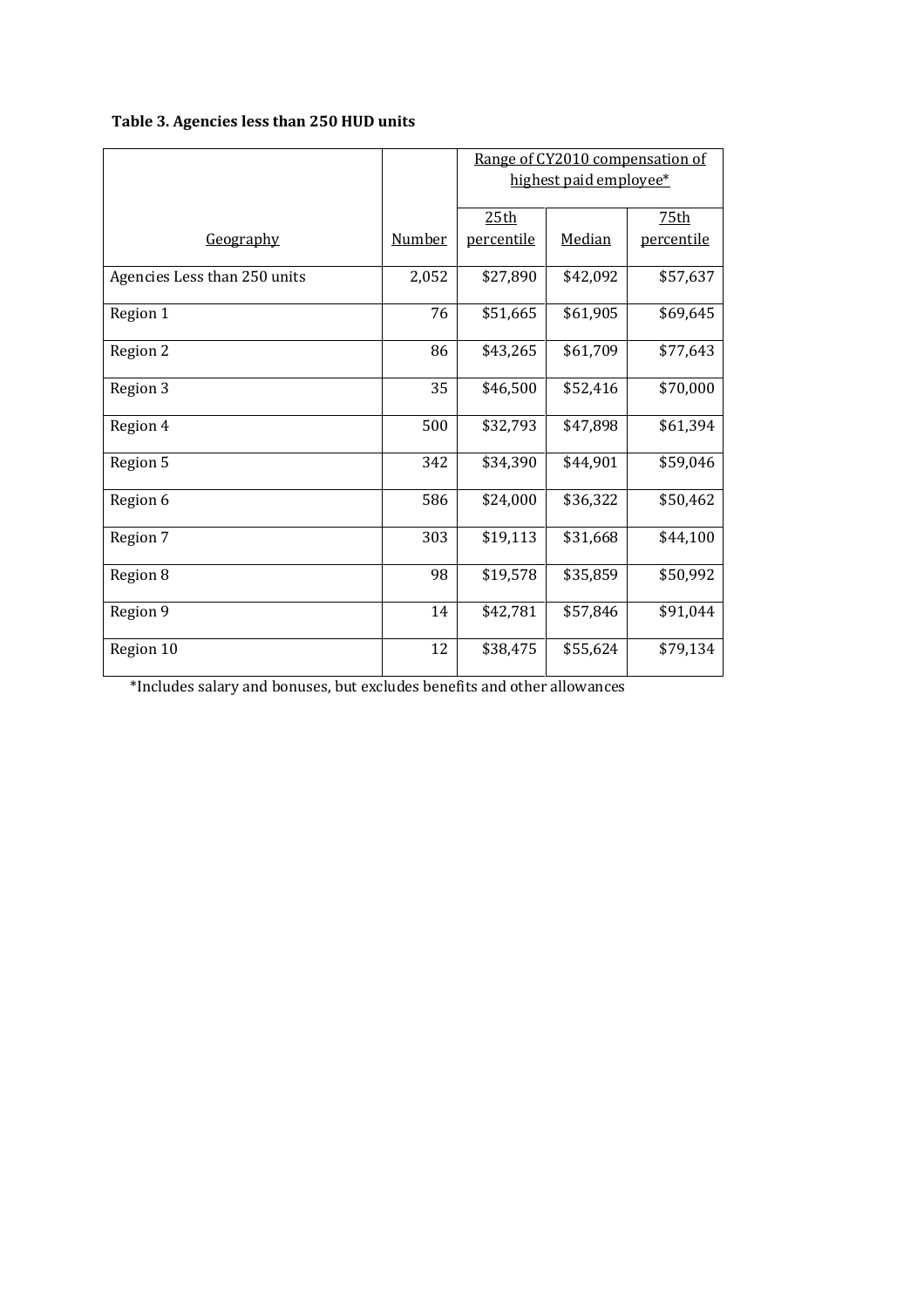**Table 3. Agencies less than 250 HUD units**

| Geography | Number | Range of CY2010 compensation of highest paid employee* | | |
|---|---|---|---|---|
| | | 25th percentile | Median | 75th percentile |
| Agencies Less than 250 units | 2,052 | $27,890 | $42,092 | $57,637 |
| Region 1 | 76 | $51,665 | $61,905 | $69,645 |
| Region 2 | 86 | $43,265 | $61,709 | $77,643 |
| Region 3 | 35 | $46,500 | $52,416 | $70,000 |
| Region 4 | 500 | $32,793 | $47,898 | $61,394 |
| Region 5 | 342 | $34,390 | $44,901 | $59,046 |
| Region 6 | 586 | $24,000 | $36,322 | $50,462 |
| Region 7 | 303 | $19,113 | $31,668 | $44,100 |
| Region 8 | 98 | $19,578 | $35,859 | $50,992 |
| Region 9 | 14 | $42,781 | $57,846 | $91,044 |
| Region 10 | 12 | $38,475 | $55,624 | $79,134 |

*Includes salary and bonuses, but excludes benefits and other allowances